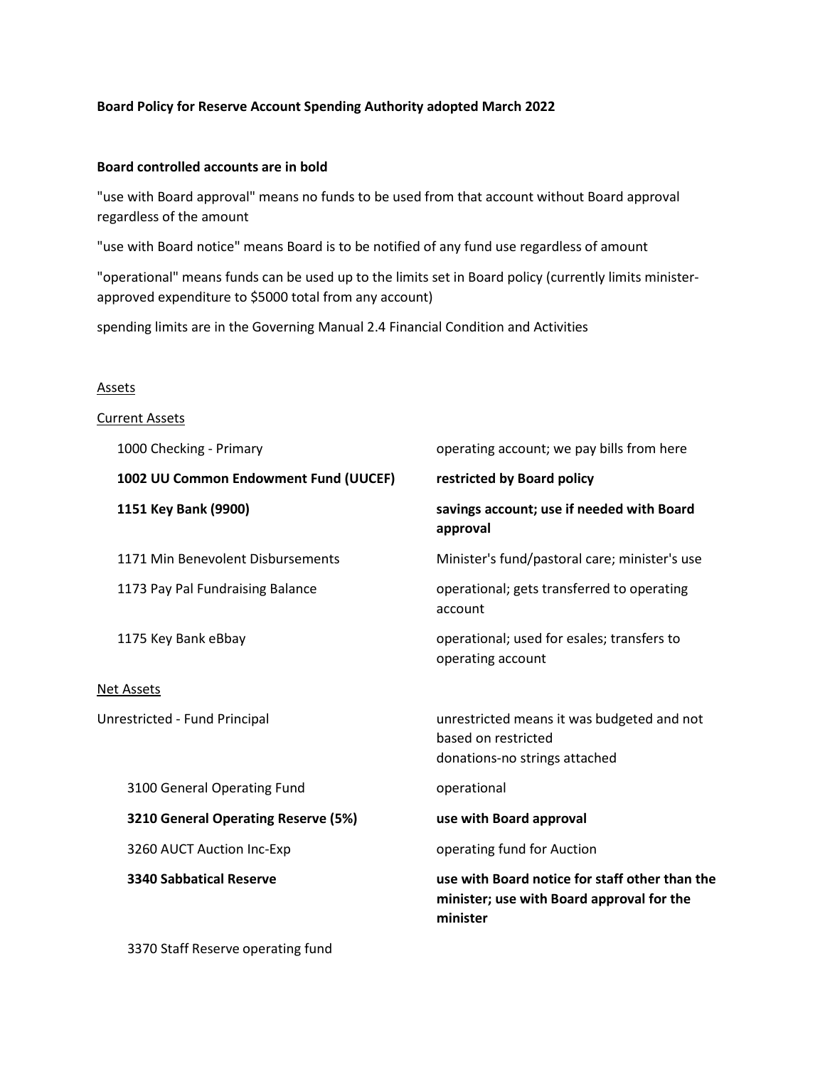**Board Policy for Reserve Account Spending Authority adopted March 2022**

**Board controlled accounts are in bold**

"use with Board approval" means no funds to be used from that account without Board approval regardless of the amount

"use with Board notice" means Board is to be notified of any fund use regardless of amount

"operational" means funds can be used up to the limits set in Board policy (currently limits minister-approved expenditure to $5000 total from any account)

spending limits are in the Governing Manual 2.4 Financial Condition and Activities

<u>Assets</u>

<u>Current Assets</u>

| | |
|---|---|
| 1000 Checking - Primary | operating account; we pay bills from here |
| **1002 UU Common Endowment Fund (UUCEF)** | **restricted by Board policy** |
| **1151 Key Bank (9900)** | **savings account; use if needed with Board approval** |
| 1171 Min Benevolent Disbursements | Minister's fund/pastoral care; minister's use |
| 1173 Pay Pal Fundraising Balance | operational; gets transferred to operating account |
| 1175 Key Bank eBbay | operational; used for esales; transfers to operating account |

<u>Net Assets</u>

| | |
|---|---|
| Unrestricted - Fund Principal | unrestricted means it was budgeted and not based on restricted donations-no strings attached |
| 3100 General Operating Fund | operational |
| **3210 General Operating Reserve (5%)** | **use with Board approval** |
| 3260 AUCT Auction Inc-Exp | operating fund for Auction |
| **3340 Sabbatical Reserve** | **use with Board notice for staff other than the minister; use with Board approval for the minister** |
| 3370 Staff Reserve operating fund | |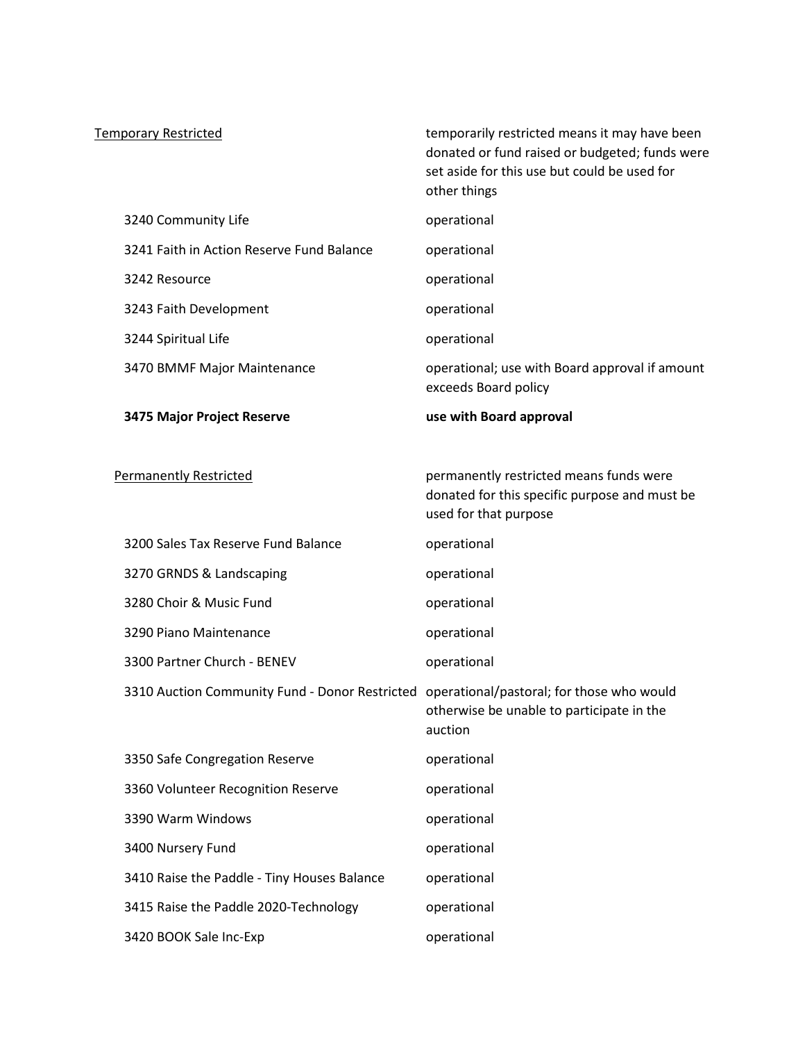<u>Temporary Restricted</u> — temporarily restricted means it may have been donated or fund raised or budgeted; funds were set aside for this use but could be used for other things

| | |
|---|---|
| 3240 Community Life | operational |
| 3241 Faith in Action Reserve Fund Balance | operational |
| 3242 Resource | operational |
| 3243 Faith Development | operational |
| 3244 Spiritual Life | operational |
| 3470 BMMF Major Maintenance | operational; use with Board approval if amount exceeds Board policy |
| **3475 Major Project Reserve** | **use with Board approval** |

<u>Permanently Restricted</u> — permanently restricted means funds were donated for this specific purpose and must be used for that purpose

| | |
|---|---|
| 3200 Sales Tax Reserve Fund Balance | operational |
| 3270 GRNDS & Landscaping | operational |
| 3280 Choir & Music Fund | operational |
| 3290 Piano Maintenance | operational |
| 3300 Partner Church - BENEV | operational |
| 3310 Auction Community Fund - Donor Restricted | operational/pastoral; for those who would otherwise be unable to participate in the auction |
| 3350 Safe Congregation Reserve | operational |
| 3360 Volunteer Recognition Reserve | operational |
| 3390 Warm Windows | operational |
| 3400 Nursery Fund | operational |
| 3410 Raise the Paddle - Tiny Houses Balance | operational |
| 3415 Raise the Paddle 2020-Technology | operational |
| 3420 BOOK Sale Inc-Exp | operational |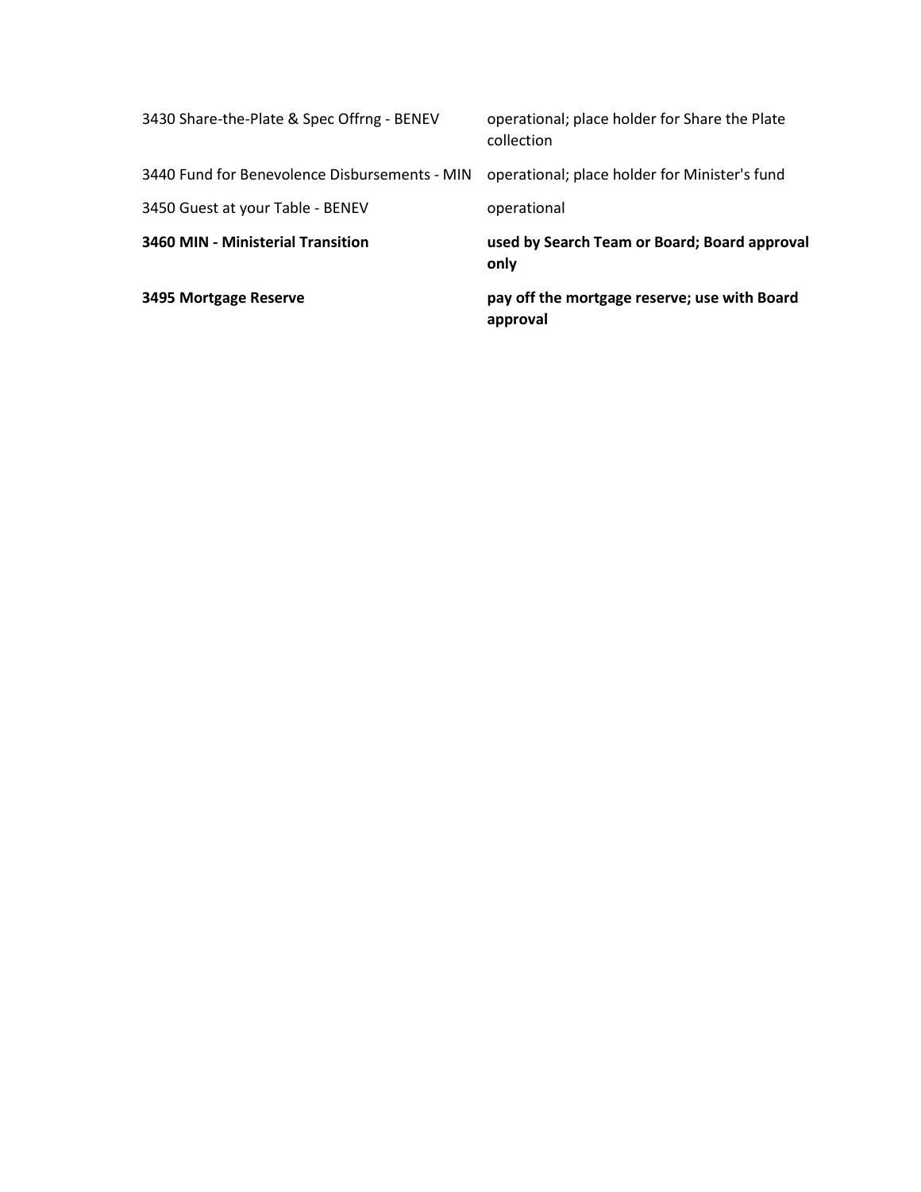| | |
|---|---|
| 3430 Share-the-Plate & Spec Offrng - BENEV | operational; place holder for Share the Plate collection |
| 3440 Fund for Benevolence Disbursements - MIN | operational; place holder for Minister's fund |
| 3450 Guest at your Table - BENEV | operational |
| **3460 MIN - Ministerial Transition** | **used by Search Team or Board; Board approval only** |
| **3495 Mortgage Reserve** | **pay off the mortgage reserve; use with Board approval** |